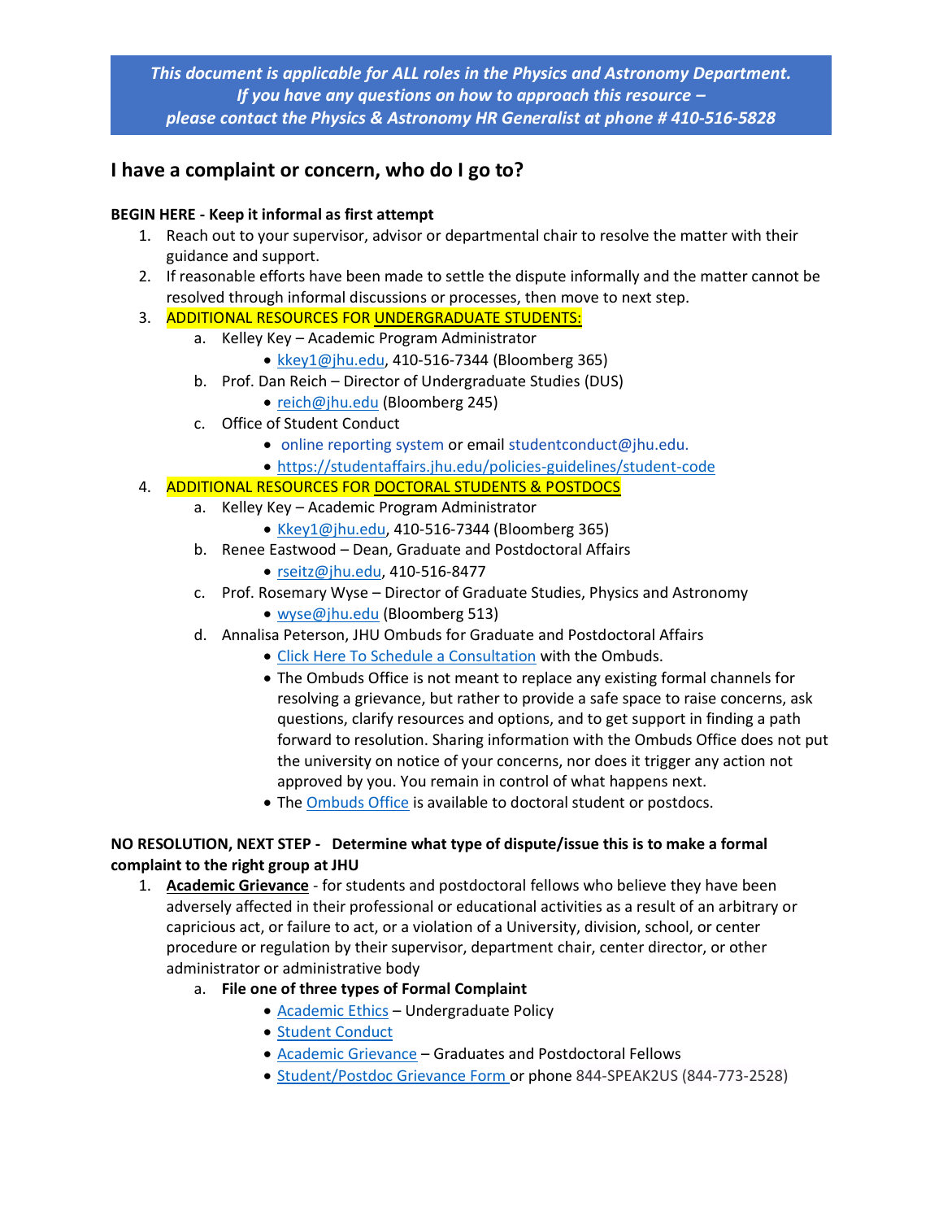***This document is applicable for ALL roles in the Physics and Astronomy Department. If you have any questions on how to approach this resource – please contact the Physics & Astronomy HR Generalist at phone # 410-516-5828***

## I have a complaint or concern, who do I go to?

**BEGIN HERE - Keep it informal as first attempt**

1. Reach out to your supervisor, advisor or departmental chair to resolve the matter with their guidance and support.
2. If reasonable efforts have been made to settle the dispute informally and the matter cannot be resolved through informal discussions or processes, then move to next step.
3. ADDITIONAL RESOURCES FOR UNDERGRADUATE STUDENTS:
   a. Kelley Key – Academic Program Administrator
      - kkey1@jhu.edu, 410-516-7344 (Bloomberg 365)
   b. Prof. Dan Reich – Director of Undergraduate Studies (DUS)
      - reich@jhu.edu (Bloomberg 245)
   c. Office of Student Conduct
      - online reporting system or email studentconduct@jhu.edu.
      - https://studentaffairs.jhu.edu/policies-guidelines/student-code
4. ADDITIONAL RESOURCES FOR DOCTORAL STUDENTS & POSTDOCS
   a. Kelley Key – Academic Program Administrator
      - Kkey1@jhu.edu, 410-516-7344 (Bloomberg 365)
   b. Renee Eastwood – Dean, Graduate and Postdoctoral Affairs
      - rseitz@jhu.edu, 410-516-8477
   c. Prof. Rosemary Wyse – Director of Graduate Studies, Physics and Astronomy
      - wyse@jhu.edu (Bloomberg 513)
   d. Annalisa Peterson, JHU Ombuds for Graduate and Postdoctoral Affairs
      - Click Here To Schedule a Consultation with the Ombuds.
      - The Ombuds Office is not meant to replace any existing formal channels for resolving a grievance, but rather to provide a safe space to raise concerns, ask questions, clarify resources and options, and to get support in finding a path forward to resolution. Sharing information with the Ombuds Office does not put the university on notice of your concerns, nor does it trigger any action not approved by you. You remain in control of what happens next.
      - The Ombuds Office is available to doctoral student or postdocs.

**NO RESOLUTION, NEXT STEP - Determine what type of dispute/issue this is to make a formal complaint to the right group at JHU**

1. **Academic Grievance** - for students and postdoctoral fellows who believe they have been adversely affected in their professional or educational activities as a result of an arbitrary or capricious act, or failure to act, or a violation of a University, division, school, or center procedure or regulation by their supervisor, department chair, center director, or other administrator or administrative body
   a. **File one of three types of Formal Complaint**
      - Academic Ethics – Undergraduate Policy
      - Student Conduct
      - Academic Grievance – Graduates and Postdoctoral Fellows
      - Student/Postdoc Grievance Form or phone 844-SPEAK2US (844-773-2528)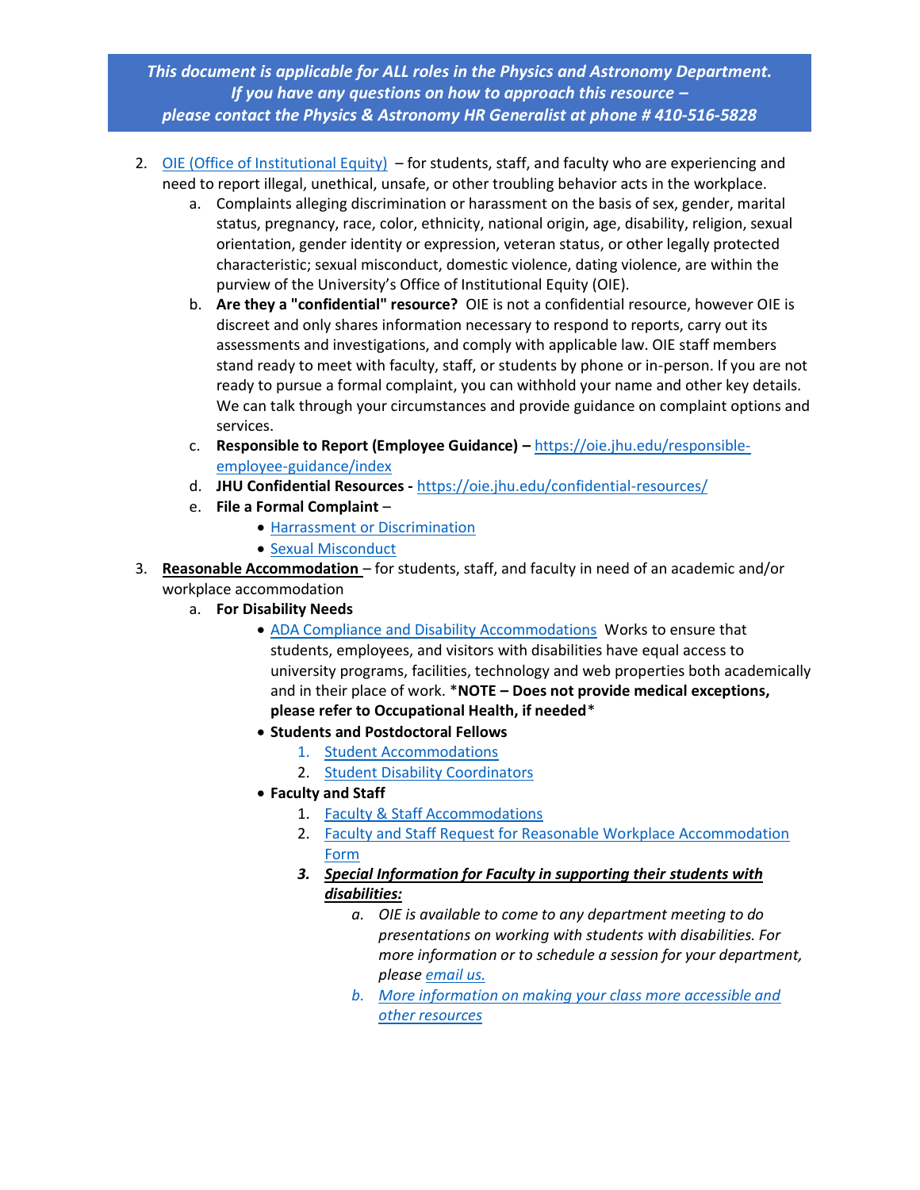***This document is applicable for ALL roles in the Physics and Astronomy Department. If you have any questions on how to approach this resource – please contact the Physics & Astronomy HR Generalist at phone # 410-516-5828***

2. OIE (Office of Institutional Equity) – for students, staff, and faculty who are experiencing and need to report illegal, unethical, unsafe, or other troubling behavior acts in the workplace.
    a. Complaints alleging discrimination or harassment on the basis of sex, gender, marital status, pregnancy, race, color, ethnicity, national origin, age, disability, religion, sexual orientation, gender identity or expression, veteran status, or other legally protected characteristic; sexual misconduct, domestic violence, dating violence, are within the purview of the University's Office of Institutional Equity (OIE).
    b. **Are they a "confidential" resource?** OIE is not a confidential resource, however OIE is discreet and only shares information necessary to respond to reports, carry out its assessments and investigations, and comply with applicable law. OIE staff members stand ready to meet with faculty, staff, or students by phone or in-person. If you are not ready to pursue a formal complaint, you can withhold your name and other key details. We can talk through your circumstances and provide guidance on complaint options and services.
    c. **Responsible to Report (Employee Guidance) –** https://oie.jhu.edu/responsible-employee-guidance/index
    d. **JHU Confidential Resources -** https://oie.jhu.edu/confidential-resources/
    e. **File a Formal Complaint** –
        - Harrassment or Discrimination
        - Sexual Misconduct
3. **Reasonable Accommodation** – for students, staff, and faculty in need of an academic and/or workplace accommodation
    a. **For Disability Needs**
        - ADA Compliance and Disability Accommodations Works to ensure that students, employees, and visitors with disabilities have equal access to university programs, facilities, technology and web properties both academically and in their place of work. ***NOTE – Does not provide medical exceptions, please refer to Occupational Health, if needed***
        - **Students and Postdoctoral Fellows**
            1. Student Accommodations
            2. Student Disability Coordinators
        - **Faculty and Staff**
            1. Faculty & Staff Accommodations
            2. Faculty and Staff Request for Reasonable Workplace Accommodation Form
            3. ***Special Information for Faculty in supporting their students with disabilities:***
                a. *OIE is available to come to any department meeting to do presentations on working with students with disabilities. For more information or to schedule a session for your department, please email us.*
                b. *More information on making your class more accessible and other resources*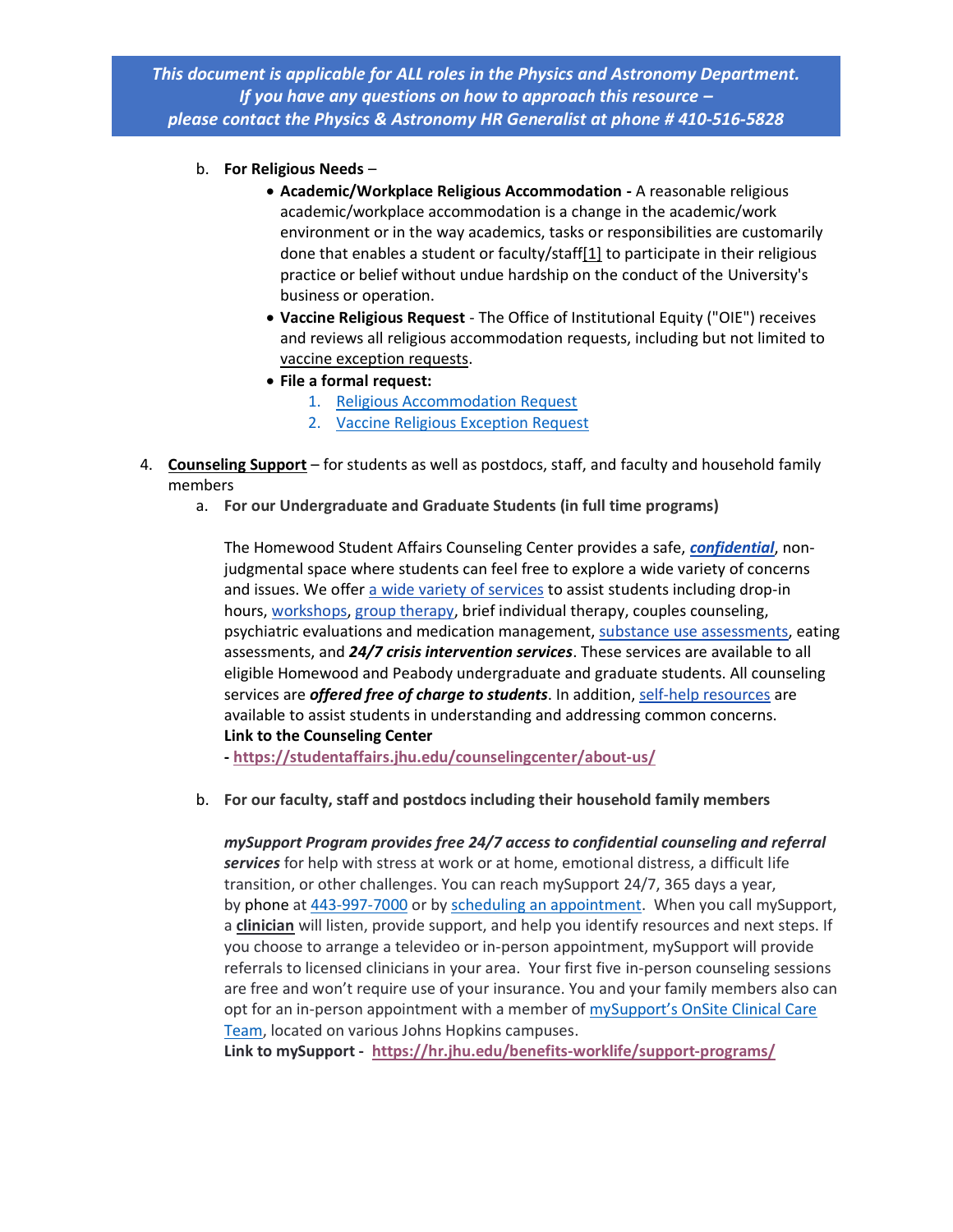***This document is applicable for ALL roles in the Physics and Astronomy Department. If you have any questions on how to approach this resource – please contact the Physics & Astronomy HR Generalist at phone # 410-516-5828***

b. **For Religious Needs** –
   - **Academic/Workplace Religious Accommodation -** A reasonable religious academic/workplace accommodation is a change in the academic/work environment or in the way academics, tasks or responsibilities are customarily done that enables a student or faculty/staff[1] to participate in their religious practice or belief without undue hardship on the conduct of the University's business or operation.
   - **Vaccine Religious Request** - The Office of Institutional Equity ("OIE") receives and reviews all religious accommodation requests, including but not limited to vaccine exception requests.
   - **File a formal request:**
     1. Religious Accommodation Request
     2. Vaccine Religious Exception Request

4. **Counseling Support** – for students as well as postdocs, staff, and faculty and household family members

   a. **For our Undergraduate and Graduate Students (in full time programs)**

   The Homewood Student Affairs Counseling Center provides a safe, ***confidential***, non-judgmental space where students can feel free to explore a wide variety of concerns and issues. We offer a wide variety of services to assist students including drop-in hours, workshops, group therapy, brief individual therapy, couples counseling, psychiatric evaluations and medication management, substance use assessments, eating assessments, and ***24/7 crisis intervention services***. These services are available to all eligible Homewood and Peabody undergraduate and graduate students. All counseling services are ***offered free of charge to students***. In addition, self-help resources are available to assist students in understanding and addressing common concerns.
   **Link to the Counseling Center**
   **- https://studentaffairs.jhu.edu/counselingcenter/about-us/**

   b. **For our faculty, staff and postdocs including their household family members**

   ***mySupport Program provides free 24/7 access to confidential counseling and referral services*** for help with stress at work or at home, emotional distress, a difficult life transition, or other challenges. You can reach mySupport 24/7, 365 days a year, by phone at 443-997-7000 or by scheduling an appointment. When you call mySupport, a **clinician** will listen, provide support, and help you identify resources and next steps. If you choose to arrange a televideo or in-person appointment, mySupport will provide referrals to licensed clinicians in your area. Your first five in-person counseling sessions are free and won't require use of your insurance. You and your family members also can opt for an in-person appointment with a member of mySupport's OnSite Clinical Care Team, located on various Johns Hopkins campuses.
   **Link to mySupport - https://hr.jhu.edu/benefits-worklife/support-programs/**